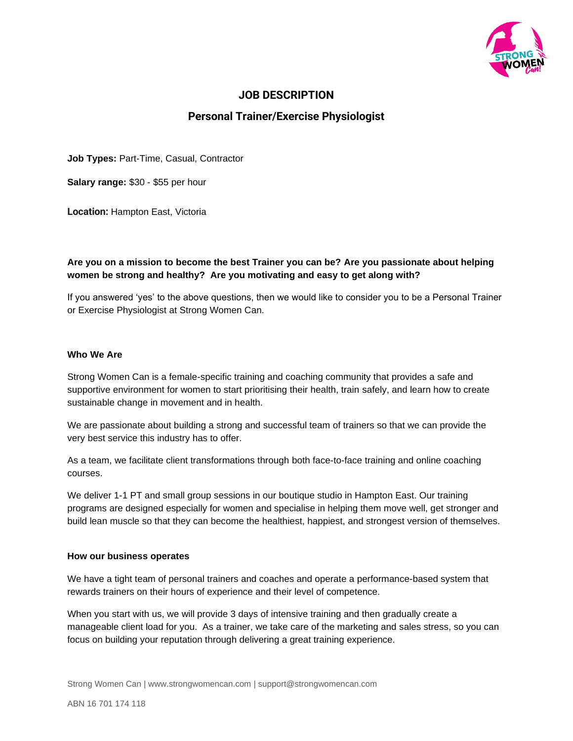# JOB DESCRIPTION

## Personal Trainer/Exercise Physiologist

**Job Types:** Part-Time, Casual, Contractor

**Salary range:** $30 - $55 per hour

**Location:** Hampton East, Victoria

**Are you on a mission to become the best Trainer you can be? Are you passionate about helping women be strong and healthy? Are you motivating and easy to get along with?**

If you answered 'yes' to the above questions, then we would like to consider you to be a Personal Trainer or Exercise Physiologist at Strong Women Can.

### Who We Are

Strong Women Can is a female-specific training and coaching community that provides a safe and supportive environment for women to start prioritising their health, train safely, and learn how to create sustainable change in movement and in health.

We are passionate about building a strong and successful team of trainers so that we can provide the very best service this industry has to offer.

As a team, we facilitate client transformations through both face-to-face training and online coaching courses.

We deliver 1-1 PT and small group sessions in our boutique studio in Hampton East. Our training programs are designed especially for women and specialise in helping them move well, get stronger and build lean muscle so that they can become the healthiest, happiest, and strongest version of themselves.

### How our business operates

We have a tight team of personal trainers and coaches and operate a performance-based system that rewards trainers on their hours of experience and their level of competence.

When you start with us, we will provide 3 days of intensive training and then gradually create a manageable client load for you. As a trainer, we take care of the marketing and sales stress, so you can focus on building your reputation through delivering a great training experience.

Strong Women Can | www.strongwomencan.com | support@strongwomencan.com

ABN 16 701 174 118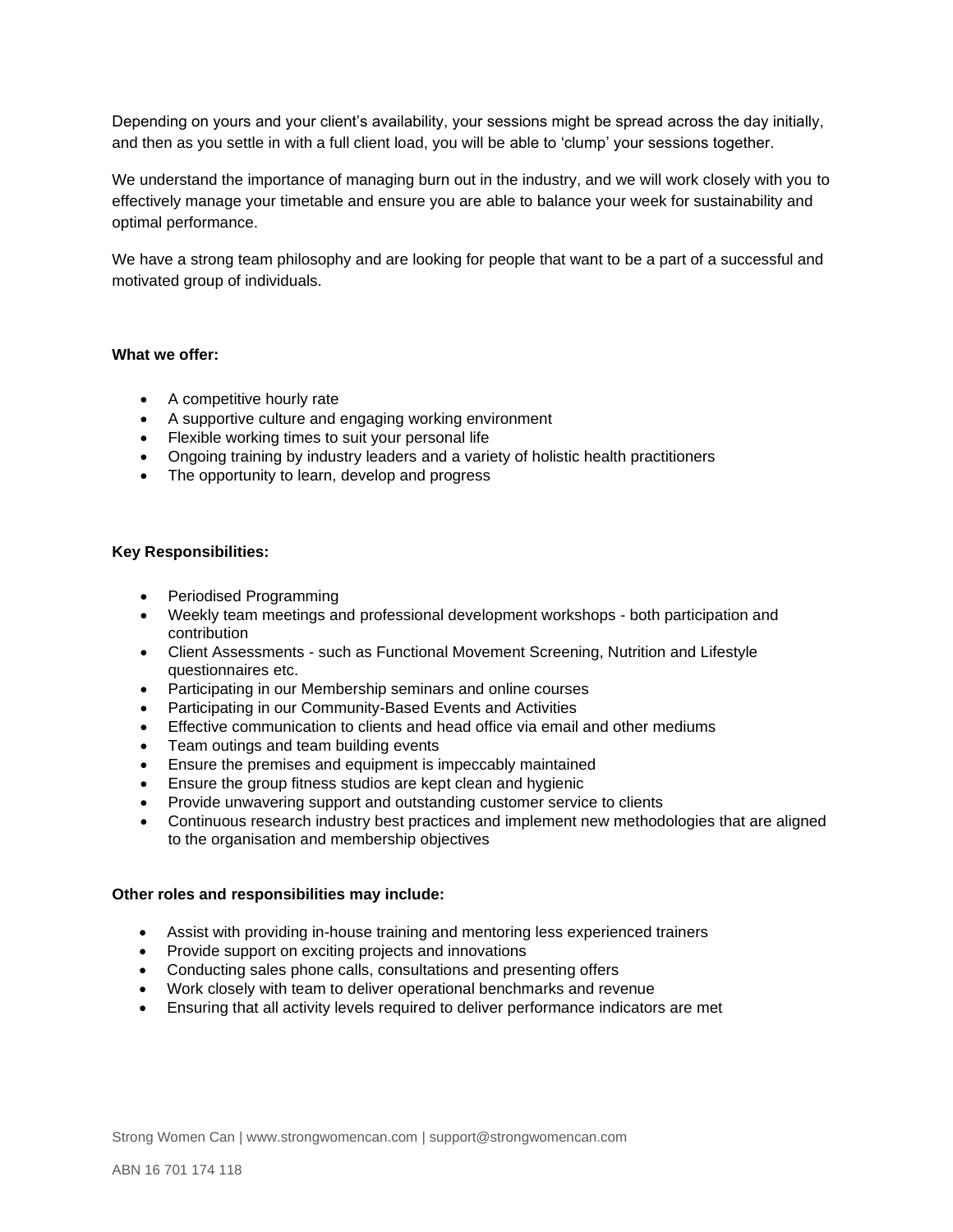Depending on yours and your client's availability, your sessions might be spread across the day initially, and then as you settle in with a full client load, you will be able to 'clump' your sessions together.

We understand the importance of managing burn out in the industry, and we will work closely with you to effectively manage your timetable and ensure you are able to balance your week for sustainability and optimal performance.

We have a strong team philosophy and are looking for people that want to be a part of a successful and motivated group of individuals.

**What we offer:**

- A competitive hourly rate
- A supportive culture and engaging working environment
- Flexible working times to suit your personal life
- Ongoing training by industry leaders and a variety of holistic health practitioners
- The opportunity to learn, develop and progress

**Key Responsibilities:**

- Periodised Programming
- Weekly team meetings and professional development workshops - both participation and contribution
- Client Assessments - such as Functional Movement Screening, Nutrition and Lifestyle questionnaires etc.
- Participating in our Membership seminars and online courses
- Participating in our Community-Based Events and Activities
- Effective communication to clients and head office via email and other mediums
- Team outings and team building events
- Ensure the premises and equipment is impeccably maintained
- Ensure the group fitness studios are kept clean and hygienic
- Provide unwavering support and outstanding customer service to clients
- Continuous research industry best practices and implement new methodologies that are aligned to the organisation and membership objectives

**Other roles and responsibilities may include:**

- Assist with providing in-house training and mentoring less experienced trainers
- Provide support on exciting projects and innovations
- Conducting sales phone calls, consultations and presenting offers
- Work closely with team to deliver operational benchmarks and revenue
- Ensuring that all activity levels required to deliver performance indicators are met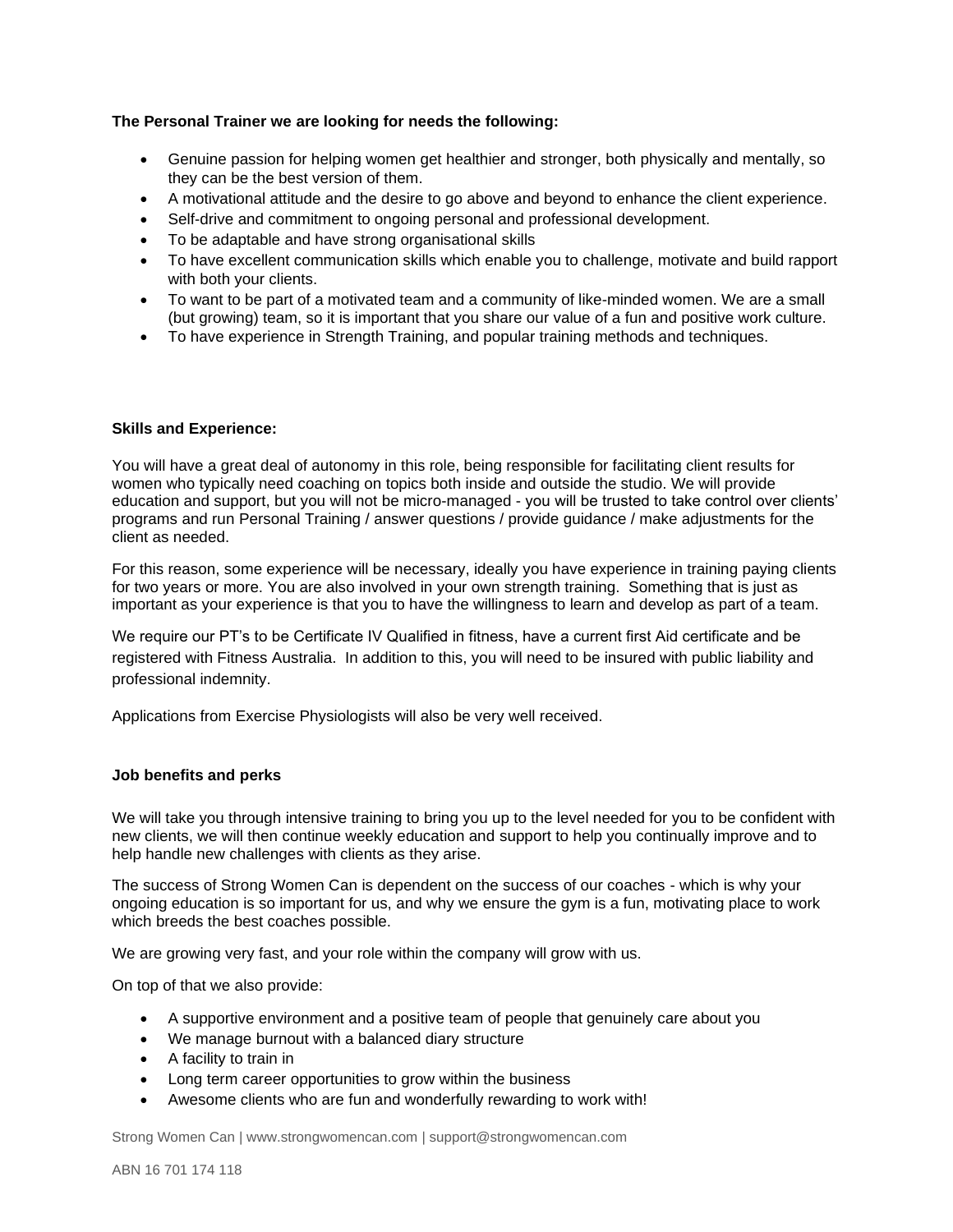**The Personal Trainer we are looking for needs the following:**

- Genuine passion for helping women get healthier and stronger, both physically and mentally, so they can be the best version of them.
- A motivational attitude and the desire to go above and beyond to enhance the client experience.
- Self-drive and commitment to ongoing personal and professional development.
- To be adaptable and have strong organisational skills
- To have excellent communication skills which enable you to challenge, motivate and build rapport with both your clients.
- To want to be part of a motivated team and a community of like-minded women. We are a small (but growing) team, so it is important that you share our value of a fun and positive work culture.
- To have experience in Strength Training, and popular training methods and techniques.

**Skills and Experience:**

You will have a great deal of autonomy in this role, being responsible for facilitating client results for women who typically need coaching on topics both inside and outside the studio. We will provide education and support, but you will not be micro-managed - you will be trusted to take control over clients' programs and run Personal Training / answer questions / provide guidance / make adjustments for the client as needed.

For this reason, some experience will be necessary, ideally you have experience in training paying clients for two years or more. You are also involved in your own strength training. Something that is just as important as your experience is that you to have the willingness to learn and develop as part of a team.

We require our PT's to be Certificate IV Qualified in fitness, have a current first Aid certificate and be registered with Fitness Australia. In addition to this, you will need to be insured with public liability and professional indemnity.

Applications from Exercise Physiologists will also be very well received.

**Job benefits and perks**

We will take you through intensive training to bring you up to the level needed for you to be confident with new clients, we will then continue weekly education and support to help you continually improve and to help handle new challenges with clients as they arise.

The success of Strong Women Can is dependent on the success of our coaches - which is why your ongoing education is so important for us, and why we ensure the gym is a fun, motivating place to work which breeds the best coaches possible.

We are growing very fast, and your role within the company will grow with us.

On top of that we also provide:

- A supportive environment and a positive team of people that genuinely care about you
- We manage burnout with a balanced diary structure
- A facility to train in
- Long term career opportunities to grow within the business
- Awesome clients who are fun and wonderfully rewarding to work with!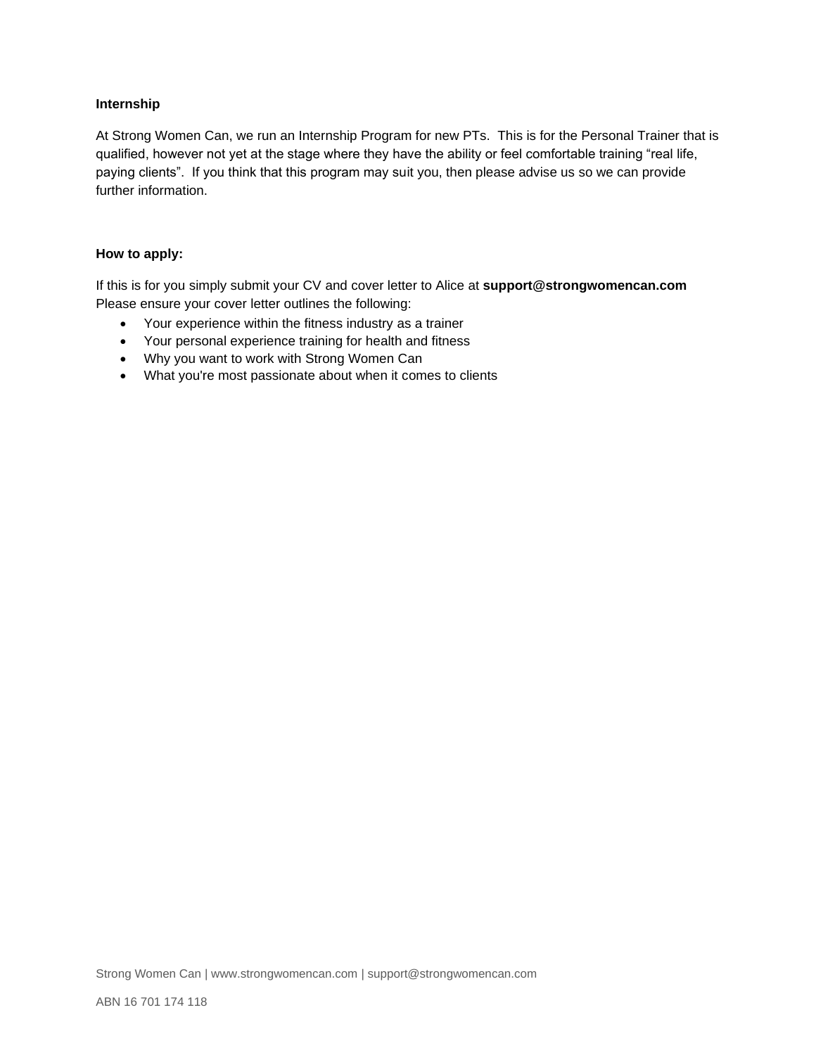**Internship**

At Strong Women Can, we run an Internship Program for new PTs.  This is for the Personal Trainer that is qualified, however not yet at the stage where they have the ability or feel comfortable training "real life, paying clients".  If you think that this program may suit you, then please advise us so we can provide further information.

**How to apply:**

If this is for you simply submit your CV and cover letter to Alice at **support@strongwomencan.com**
Please ensure your cover letter outlines the following:

- Your experience within the fitness industry as a trainer
- Your personal experience training for health and fitness
- Why you want to work with Strong Women Can
- What you're most passionate about when it comes to clients